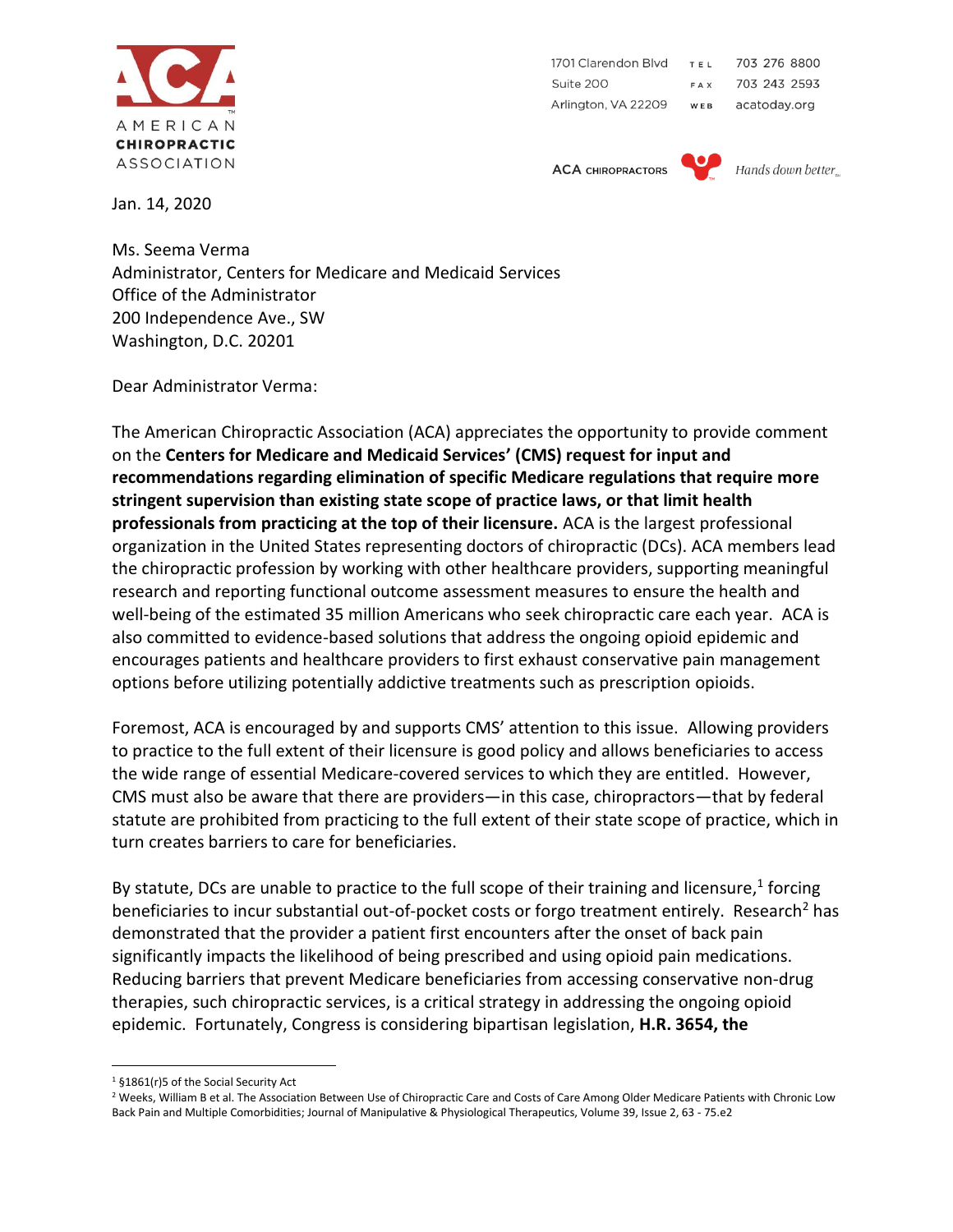**AMERICAN CHIROPRACTIC ASSOCIATION**

1701 Clarendon Blvd
Suite 200
Arlington, VA 22209

TEL 703 276 8800
FAX 703 243 2593
WEB acatoday.org

ACA CHIROPRACTORS *Hands down better*

Jan. 14, 2020

Ms. Seema Verma
Administrator, Centers for Medicare and Medicaid Services
Office of the Administrator
200 Independence Ave., SW
Washington, D.C. 20201

Dear Administrator Verma:

The American Chiropractic Association (ACA) appreciates the opportunity to provide comment on the **Centers for Medicare and Medicaid Services' (CMS) request for input and recommendations regarding elimination of specific Medicare regulations that require more stringent supervision than existing state scope of practice laws, or that limit health professionals from practicing at the top of their licensure.** ACA is the largest professional organization in the United States representing doctors of chiropractic (DCs). ACA members lead the chiropractic profession by working with other healthcare providers, supporting meaningful research and reporting functional outcome assessment measures to ensure the health and well-being of the estimated 35 million Americans who seek chiropractic care each year. ACA is also committed to evidence-based solutions that address the ongoing opioid epidemic and encourages patients and healthcare providers to first exhaust conservative pain management options before utilizing potentially addictive treatments such as prescription opioids.

Foremost, ACA is encouraged by and supports CMS' attention to this issue. Allowing providers to practice to the full extent of their licensure is good policy and allows beneficiaries to access the wide range of essential Medicare-covered services to which they are entitled. However, CMS must also be aware that there are providers—in this case, chiropractors—that by federal statute are prohibited from practicing to the full extent of their state scope of practice, which in turn creates barriers to care for beneficiaries.

By statute, DCs are unable to practice to the full scope of their training and licensure,[1] forcing beneficiaries to incur substantial out-of-pocket costs or forgo treatment entirely. Research[2] has demonstrated that the provider a patient first encounters after the onset of back pain significantly impacts the likelihood of being prescribed and using opioid pain medications. Reducing barriers that prevent Medicare beneficiaries from accessing conservative non-drug therapies, such chiropractic services, is a critical strategy in addressing the ongoing opioid epidemic. Fortunately, Congress is considering bipartisan legislation, **H.R. 3654, the**

---

[1] §1861(r)5 of the Social Security Act

[2] Weeks, William B et al. The Association Between Use of Chiropractic Care and Costs of Care Among Older Medicare Patients with Chronic Low Back Pain and Multiple Comorbidities; Journal of Manipulative & Physiological Therapeutics, Volume 39, Issue 2, 63 - 75.e2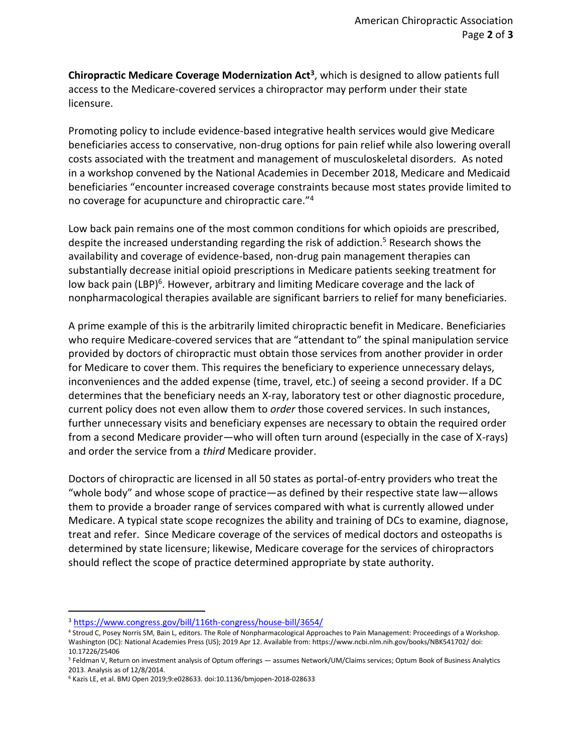**Chiropractic Medicare Coverage Modernization Act**[3], which is designed to allow patients full access to the Medicare-covered services a chiropractor may perform under their state licensure.

Promoting policy to include evidence-based integrative health services would give Medicare beneficiaries access to conservative, non-drug options for pain relief while also lowering overall costs associated with the treatment and management of musculoskeletal disorders. As noted in a workshop convened by the National Academies in December 2018, Medicare and Medicaid beneficiaries "encounter increased coverage constraints because most states provide limited to no coverage for acupuncture and chiropractic care."[4]

Low back pain remains one of the most common conditions for which opioids are prescribed, despite the increased understanding regarding the risk of addiction.[5] Research shows the availability and coverage of evidence-based, non-drug pain management therapies can substantially decrease initial opioid prescriptions in Medicare patients seeking treatment for low back pain (LBP)[6]. However, arbitrary and limiting Medicare coverage and the lack of nonpharmacological therapies available are significant barriers to relief for many beneficiaries.

A prime example of this is the arbitrarily limited chiropractic benefit in Medicare. Beneficiaries who require Medicare-covered services that are "attendant to" the spinal manipulation service provided by doctors of chiropractic must obtain those services from another provider in order for Medicare to cover them. This requires the beneficiary to experience unnecessary delays, inconveniences and the added expense (time, travel, etc.) of seeing a second provider. If a DC determines that the beneficiary needs an X-ray, laboratory test or other diagnostic procedure, current policy does not even allow them to *order* those covered services. In such instances, further unnecessary visits and beneficiary expenses are necessary to obtain the required order from a second Medicare provider—who will often turn around (especially in the case of X-rays) and order the service from a *third* Medicare provider.

Doctors of chiropractic are licensed in all 50 states as portal-of-entry providers who treat the "whole body" and whose scope of practice—as defined by their respective state law—allows them to provide a broader range of services compared with what is currently allowed under Medicare. A typical state scope recognizes the ability and training of DCs to examine, diagnose, treat and refer. Since Medicare coverage of the services of medical doctors and osteopaths is determined by state licensure; likewise, Medicare coverage for the services of chiropractors should reflect the scope of practice determined appropriate by state authority.

---

[3] https://www.congress.gov/bill/116th-congress/house-bill/3654/

[4] Stroud C, Posey Norris SM, Bain L, editors. The Role of Nonpharmacological Approaches to Pain Management: Proceedings of a Workshop. Washington (DC): National Academies Press (US); 2019 Apr 12. Available from: https://www.ncbi.nlm.nih.gov/books/NBK541702/ doi: 10.17226/25406

[5] Feldman V, Return on investment analysis of Optum offerings — assumes Network/UM/Claims services; Optum Book of Business Analytics 2013. Analysis as of 12/8/2014.

[6] Kazis LE, et al. BMJ Open 2019;9:e028633. doi:10.1136/bmjopen-2018-028633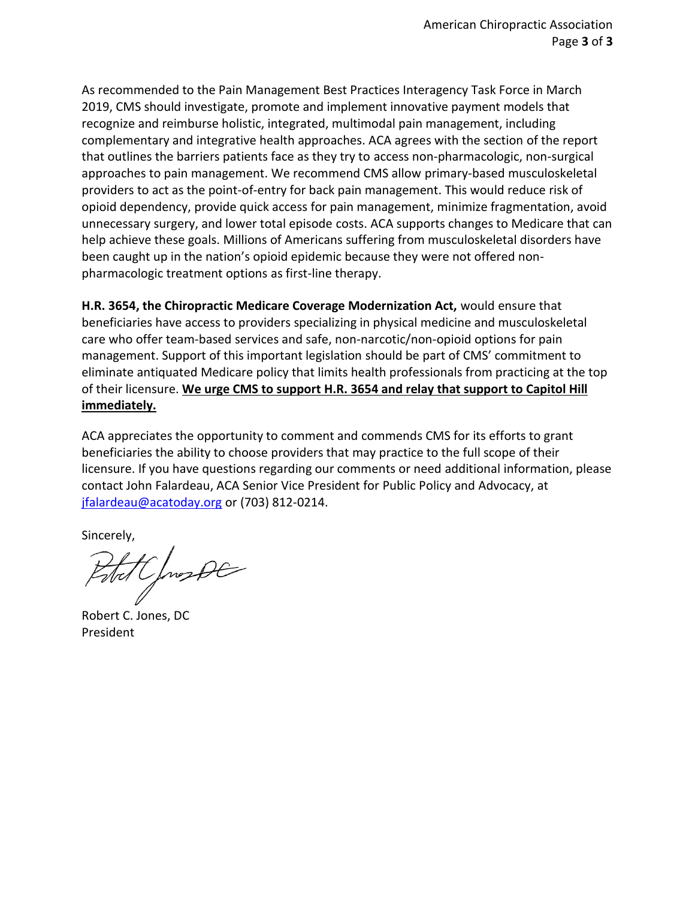As recommended to the Pain Management Best Practices Interagency Task Force in March 2019, CMS should investigate, promote and implement innovative payment models that recognize and reimburse holistic, integrated, multimodal pain management, including complementary and integrative health approaches. ACA agrees with the section of the report that outlines the barriers patients face as they try to access non-pharmacologic, non-surgical approaches to pain management. We recommend CMS allow primary-based musculoskeletal providers to act as the point-of-entry for back pain management. This would reduce risk of opioid dependency, provide quick access for pain management, minimize fragmentation, avoid unnecessary surgery, and lower total episode costs. ACA supports changes to Medicare that can help achieve these goals. Millions of Americans suffering from musculoskeletal disorders have been caught up in the nation's opioid epidemic because they were not offered non-pharmacologic treatment options as first-line therapy.

**H.R. 3654, the Chiropractic Medicare Coverage Modernization Act,** would ensure that beneficiaries have access to providers specializing in physical medicine and musculoskeletal care who offer team-based services and safe, non-narcotic/non-opioid options for pain management. Support of this important legislation should be part of CMS' commitment to eliminate antiquated Medicare policy that limits health professionals from practicing at the top of their licensure. **<u>We urge CMS to support H.R. 3654 and relay that support to Capitol Hill immediately.</u>**

ACA appreciates the opportunity to comment and commends CMS for its efforts to grant beneficiaries the ability to choose providers that may practice to the full scope of their licensure. If you have questions regarding our comments or need additional information, please contact John Falardeau, ACA Senior Vice President for Public Policy and Advocacy, at jfalardeau@acatoday.org or (703) 812-0214.

Sincerely,

Robert C. Jones, DC
President